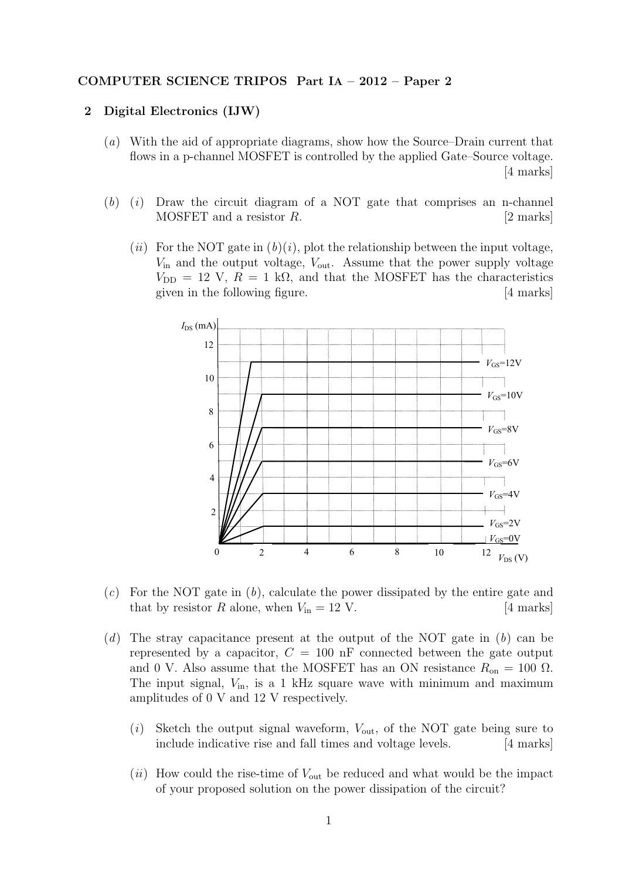**COMPUTER SCIENCE TRIPOS Part IA – 2012 – Paper 2**

## 2 Digital Electronics (IJW)

(*a*) With the aid of appropriate diagrams, show how the Source–Drain current that flows in a p-channel MOSFET is controlled by the applied Gate–Source voltage. [4 marks]

(*b*) (*i*) Draw the circuit diagram of a NOT gate that comprises an n-channel MOSFET and a resistor $R$. [2 marks]

(*ii*) For the NOT gate in (*b*)(*i*), plot the relationship between the input voltage, $V_{\text{in}}$ and the output voltage, $V_{\text{out}}$. Assume that the power supply voltage $V_{\text{DD}} = 12$ V, $R = 1$ kΩ, and that the MOSFET has the characteristics given in the following figure. [4 marks]

$I_{\text{DS}}$ (mA)

12
10
8
6
4
2
0

2 4 6 8 10 12 $V_{\text{DS}}$ (V)

$V_{\text{GS}}$=12V
$V_{\text{GS}}$=10V
$V_{\text{GS}}$=8V
$V_{\text{GS}}$=6V
$V_{\text{GS}}$=4V
$V_{\text{GS}}$=2V
$V_{\text{GS}}$=0V

(*c*) For the NOT gate in (*b*), calculate the power dissipated by the entire gate and that by resistor $R$ alone, when $V_{\text{in}} = 12$ V. [4 marks]

(*d*) The stray capacitance present at the output of the NOT gate in (*b*) can be represented by a capacitor, $C = 100$ nF connected between the gate output and 0 V. Also assume that the MOSFET has an ON resistance $R_{\text{on}} = 100$ Ω. The input signal, $V_{\text{in}}$, is a 1 kHz square wave with minimum and maximum amplitudes of 0 V and 12 V respectively.

(*i*) Sketch the output signal waveform, $V_{\text{out}}$, of the NOT gate being sure to include indicative rise and fall times and voltage levels. [4 marks]

(*ii*) How could the rise-time of $V_{\text{out}}$ be reduced and what would be the impact of your proposed solution on the power dissipation of the circuit?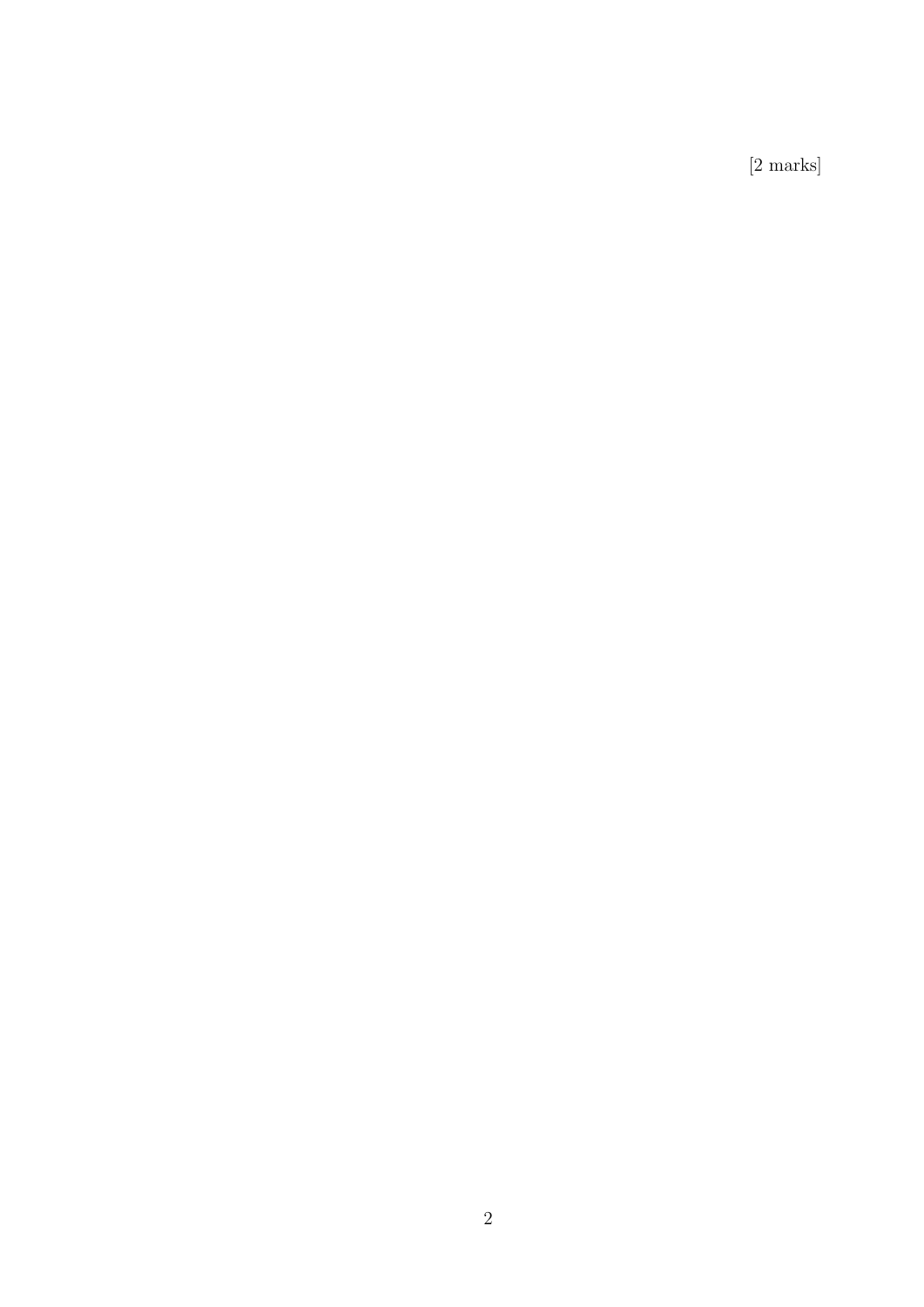[2 marks]